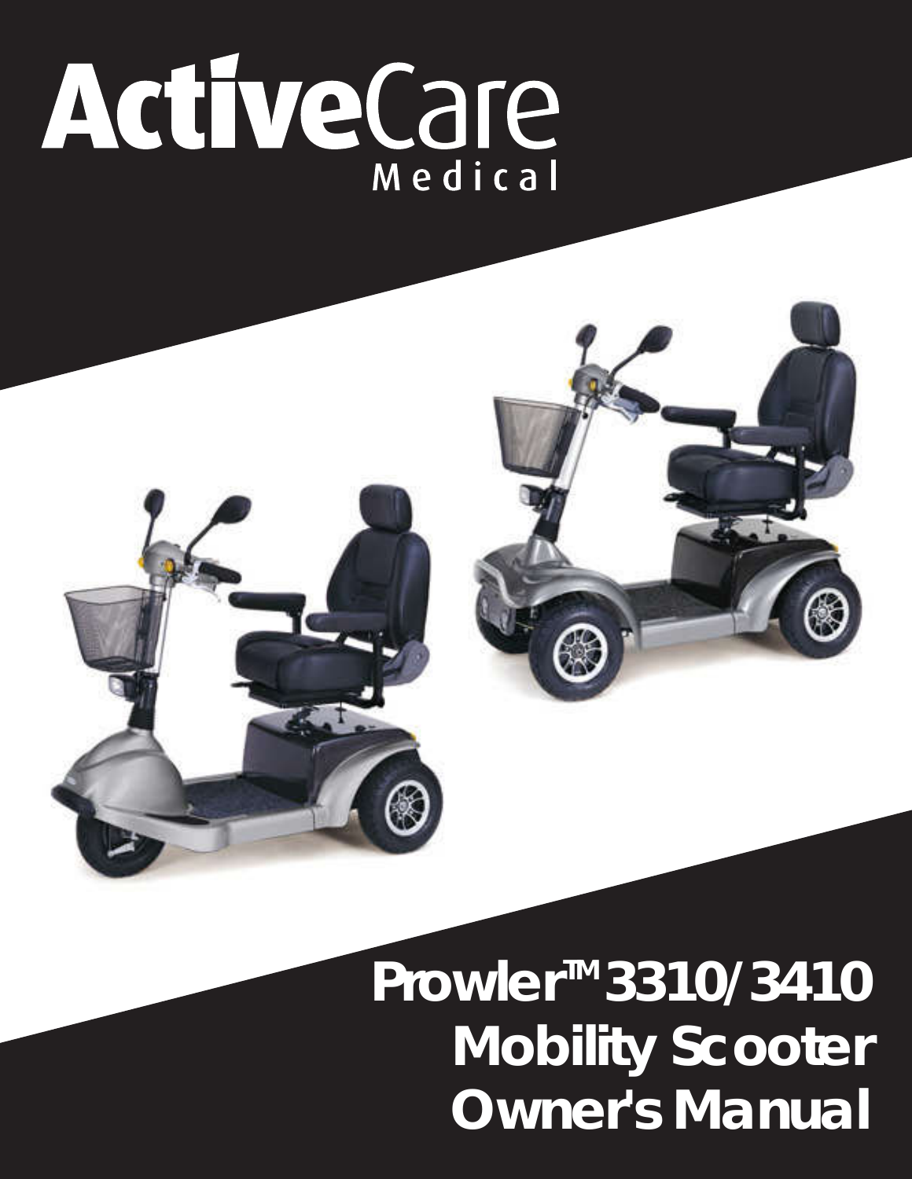# ActiveCare Medical

# Prowler™ 3310/3410 Mobility Scooter Owner's Manual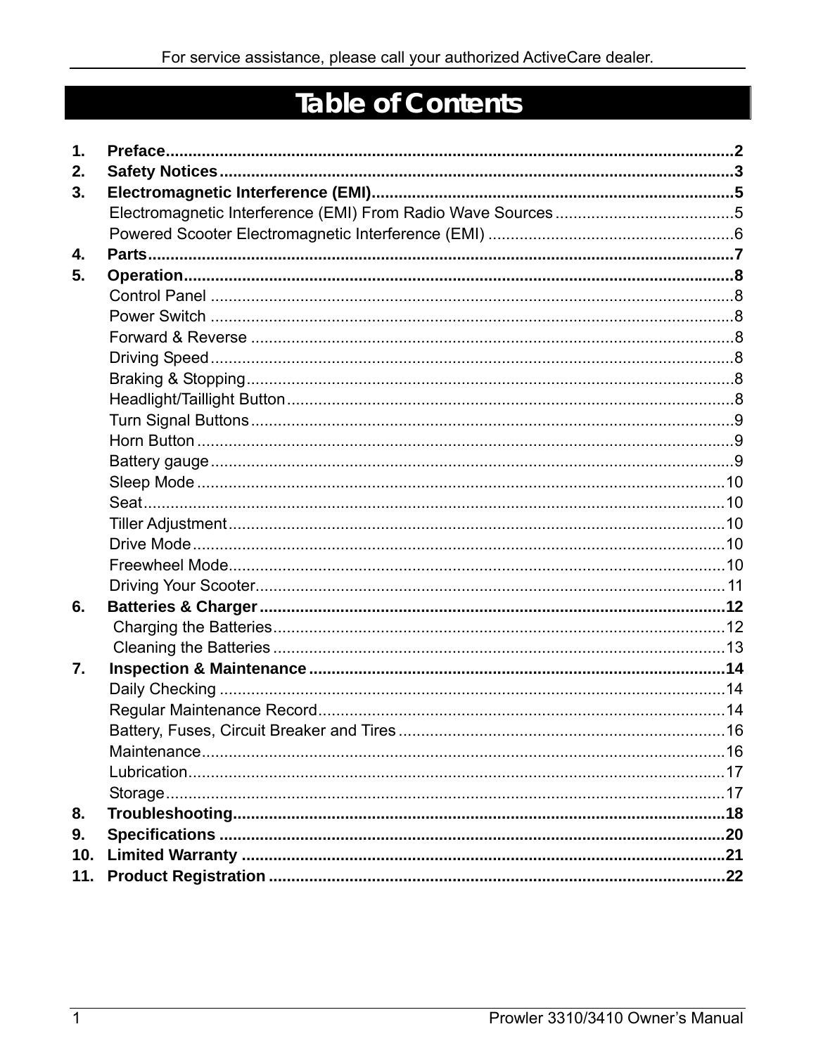# Table of Contents

1. **Preface** .......... 2
2. **Safety Notices** .......... 3
3. **Electromagnetic Interference (EMI)** .......... 5
   - Electromagnetic Interference (EMI) From Radio Wave Sources .......... 5
   - Powered Scooter Electromagnetic Interference (EMI) .......... 6
4. **Parts** .......... 7
5. **Operation** .......... 8
   - Control Panel .......... 8
   - Power Switch .......... 8
   - Forward & Reverse .......... 8
   - Driving Speed .......... 8
   - Braking & Stopping .......... 8
   - Headlight/Taillight Button .......... 8
   - Turn Signal Buttons .......... 9
   - Horn Button .......... 9
   - Battery gauge .......... 9
   - Sleep Mode .......... 10
   - Seat .......... 10
   - Tiller Adjustment .......... 10
   - Drive Mode .......... 10
   - Freewheel Mode .......... 10
   - Driving Your Scooter .......... 11
6. **Batteries & Charger** .......... 12
   - Charging the Batteries .......... 12
   - Cleaning the Batteries .......... 13
7. **Inspection & Maintenance** .......... 14
   - Daily Checking .......... 14
   - Regular Maintenance Record .......... 14
   - Battery, Fuses, Circuit Breaker and Tires .......... 16
   - Maintenance .......... 16
   - Lubrication .......... 17
   - Storage .......... 17
8. **Troubleshooting** .......... 18
9. **Specifications** .......... 20
10. **Limited Warranty** .......... 21
11. **Product Registration** .......... 22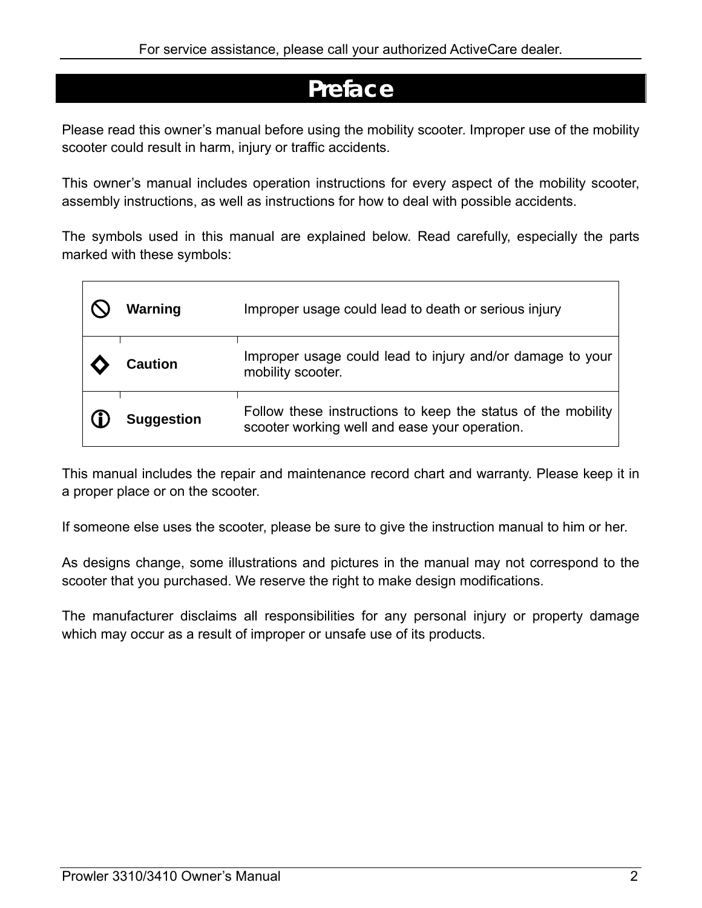# Preface

Please read this owner's manual before using the mobility scooter. Improper use of the mobility scooter could result in harm, injury or traffic accidents.

This owner's manual includes operation instructions for every aspect of the mobility scooter, assembly instructions, as well as instructions for how to deal with possible accidents.

The symbols used in this manual are explained below. Read carefully, especially the parts marked with these symbols:

| | | |
|---|---|---|
| ⃠ | **Warning** | Improper usage could lead to death or serious injury |
| ◇ | **Caution** | Improper usage could lead to injury and/or damage to your mobility scooter. |
| ⓘ | **Suggestion** | Follow these instructions to keep the status of the mobility scooter working well and ease your operation. |

This manual includes the repair and maintenance record chart and warranty. Please keep it in a proper place or on the scooter.

If someone else uses the scooter, please be sure to give the instruction manual to him or her.

As designs change, some illustrations and pictures in the manual may not correspond to the scooter that you purchased. We reserve the right to make design modifications.

The manufacturer disclaims all responsibilities for any personal injury or property damage which may occur as a result of improper or unsafe use of its products.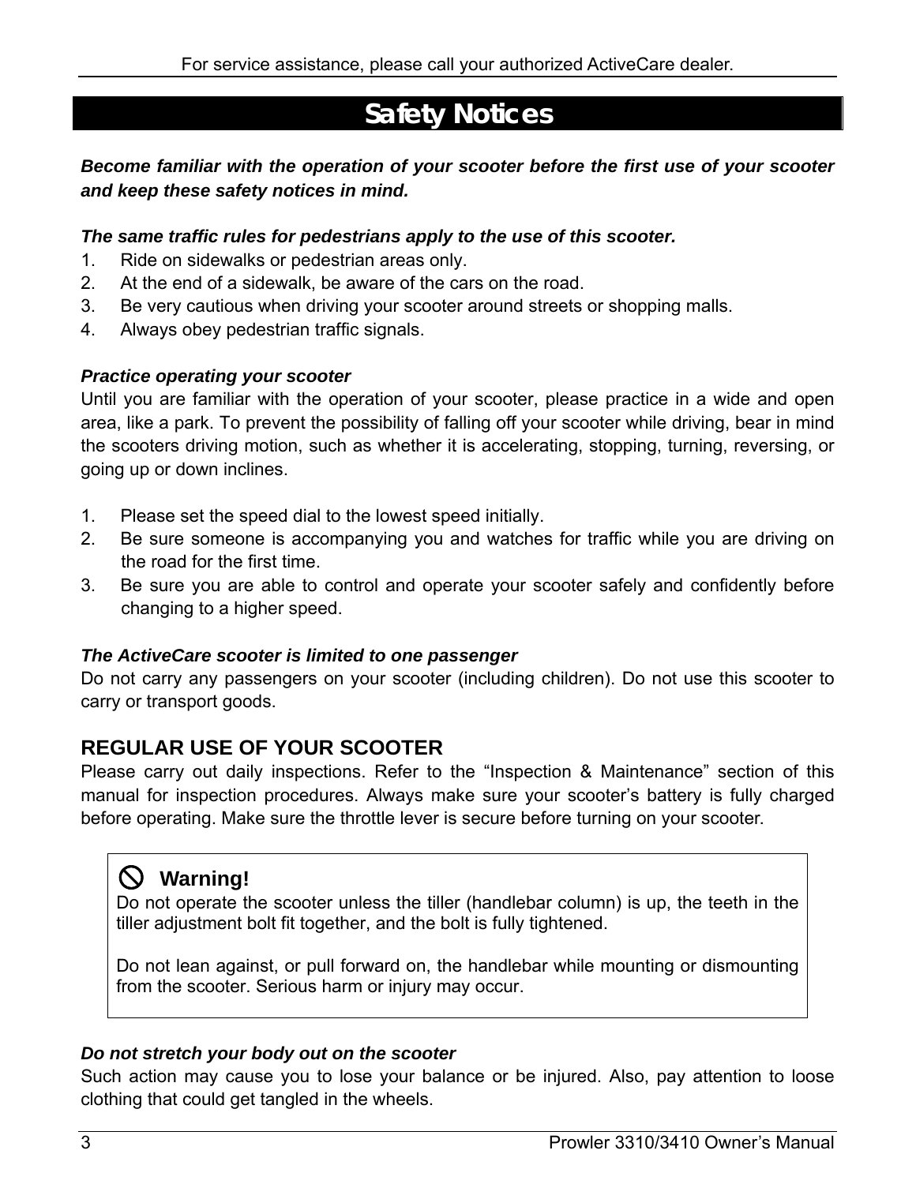# Safety Notices

***Become familiar with the operation of your scooter before the first use of your scooter and keep these safety notices in mind.***

***The same traffic rules for pedestrians apply to the use of this scooter.***

1. Ride on sidewalks or pedestrian areas only.
2. At the end of a sidewalk, be aware of the cars on the road.
3. Be very cautious when driving your scooter around streets or shopping malls.
4. Always obey pedestrian traffic signals.

***Practice operating your scooter***

Until you are familiar with the operation of your scooter, please practice in a wide and open area, like a park. To prevent the possibility of falling off your scooter while driving, bear in mind the scooters driving motion, such as whether it is accelerating, stopping, turning, reversing, or going up or down inclines.

1. Please set the speed dial to the lowest speed initially.
2. Be sure someone is accompanying you and watches for traffic while you are driving on the road for the first time.
3. Be sure you are able to control and operate your scooter safely and confidently before changing to a higher speed.

***The ActiveCare scooter is limited to one passenger***

Do not carry any passengers on your scooter (including children). Do not use this scooter to carry or transport goods.

## REGULAR USE OF YOUR SCOOTER

Please carry out daily inspections. Refer to the "Inspection & Maintenance" section of this manual for inspection procedures. Always make sure your scooter's battery is fully charged before operating. Make sure the throttle lever is secure before turning on your scooter.

> **Warning!**
>
> Do not operate the scooter unless the tiller (handlebar column) is up, the teeth in the tiller adjustment bolt fit together, and the bolt is fully tightened.
>
> Do not lean against, or pull forward on, the handlebar while mounting or dismounting from the scooter. Serious harm or injury may occur.

***Do not stretch your body out on the scooter***

Such action may cause you to lose your balance or be injured. Also, pay attention to loose clothing that could get tangled in the wheels.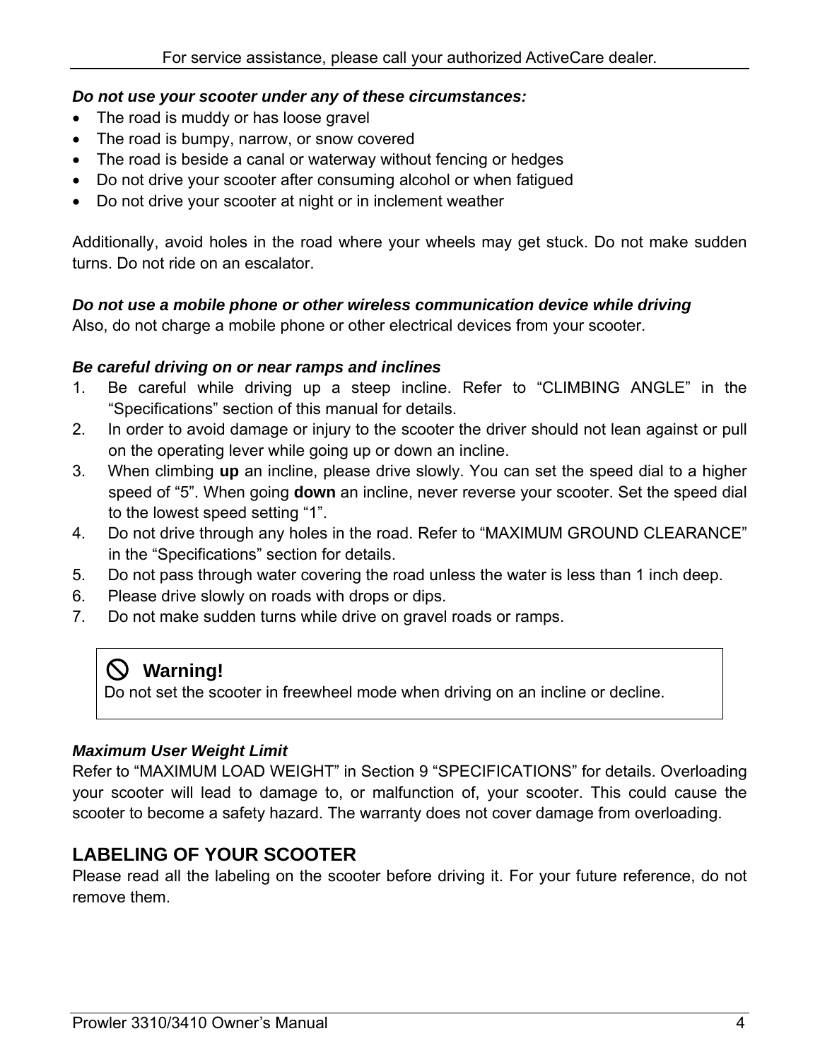***Do not use your scooter under any of these circumstances:***

- The road is muddy or has loose gravel
- The road is bumpy, narrow, or snow covered
- The road is beside a canal or waterway without fencing or hedges
- Do not drive your scooter after consuming alcohol or when fatigued
- Do not drive your scooter at night or in inclement weather

Additionally, avoid holes in the road where your wheels may get stuck. Do not make sudden turns. Do not ride on an escalator.

***Do not use a mobile phone or other wireless communication device while driving***

Also, do not charge a mobile phone or other electrical devices from your scooter.

***Be careful driving on or near ramps and inclines***

1. Be careful while driving up a steep incline. Refer to “CLIMBING ANGLE” in the “Specifications” section of this manual for details.
2. In order to avoid damage or injury to the scooter the driver should not lean against or pull on the operating lever while going up or down an incline.
3. When climbing **up** an incline, please drive slowly. You can set the speed dial to a higher speed of “5”. When going **down** an incline, never reverse your scooter. Set the speed dial to the lowest speed setting “1”.
4. Do not drive through any holes in the road. Refer to “MAXIMUM GROUND CLEARANCE” in the “Specifications” section for details.
5. Do not pass through water covering the road unless the water is less than 1 inch deep.
6. Please drive slowly on roads with drops or dips.
7. Do not make sudden turns while drive on gravel roads or ramps.

> **Warning!**
> Do not set the scooter in freewheel mode when driving on an incline or decline.

***Maximum User Weight Limit***

Refer to “MAXIMUM LOAD WEIGHT” in Section 9 “SPECIFICATIONS” for details. Overloading your scooter will lead to damage to, or malfunction of, your scooter. This could cause the scooter to become a safety hazard. The warranty does not cover damage from overloading.

## LABELING OF YOUR SCOOTER

Please read all the labeling on the scooter before driving it. For your future reference, do not remove them.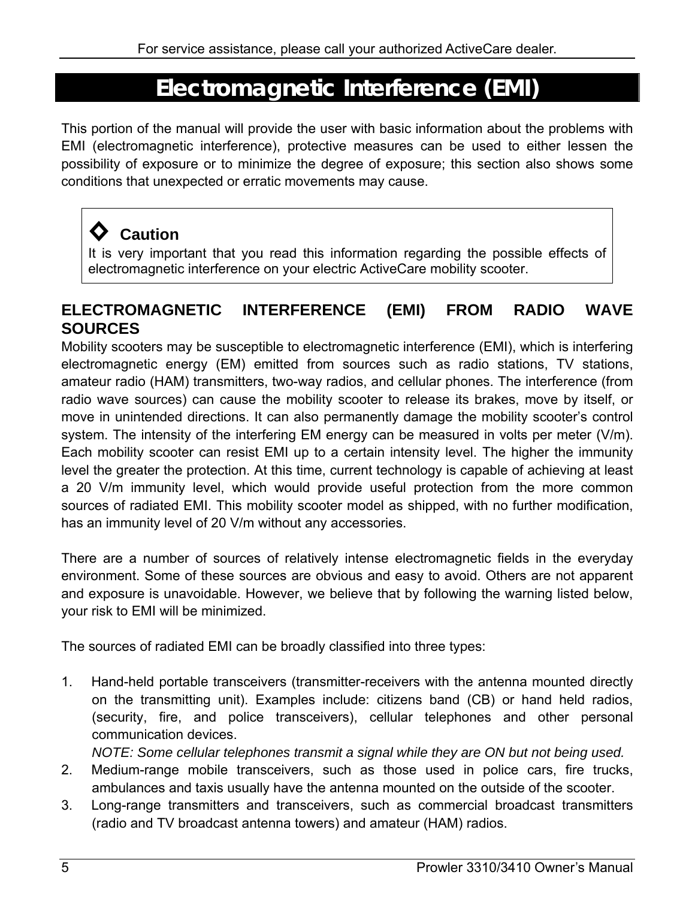# Electromagnetic Interference (EMI)

This portion of the manual will provide the user with basic information about the problems with EMI (electromagnetic interference), protective measures can be used to either lessen the possibility of exposure or to minimize the degree of exposure; this section also shows some conditions that unexpected or erratic movements may cause.

> ◇ **Caution**
> It is very important that you read this information regarding the possible effects of electromagnetic interference on your electric ActiveCare mobility scooter.

## ELECTROMAGNETIC INTERFERENCE (EMI) FROM RADIO WAVE SOURCES

Mobility scooters may be susceptible to electromagnetic interference (EMI), which is interfering electromagnetic energy (EM) emitted from sources such as radio stations, TV stations, amateur radio (HAM) transmitters, two-way radios, and cellular phones. The interference (from radio wave sources) can cause the mobility scooter to release its brakes, move by itself, or move in unintended directions. It can also permanently damage the mobility scooter's control system. The intensity of the interfering EM energy can be measured in volts per meter (V/m). Each mobility scooter can resist EMI up to a certain intensity level. The higher the immunity level the greater the protection. At this time, current technology is capable of achieving at least a 20 V/m immunity level, which would provide useful protection from the more common sources of radiated EMI. This mobility scooter model as shipped, with no further modification, has an immunity level of 20 V/m without any accessories.

There are a number of sources of relatively intense electromagnetic fields in the everyday environment. Some of these sources are obvious and easy to avoid. Others are not apparent and exposure is unavoidable. However, we believe that by following the warning listed below, your risk to EMI will be minimized.

The sources of radiated EMI can be broadly classified into three types:

1. Hand-held portable transceivers (transmitter-receivers with the antenna mounted directly on the transmitting unit). Examples include: citizens band (CB) or hand held radios, (security, fire, and police transceivers), cellular telephones and other personal communication devices.
   *NOTE: Some cellular telephones transmit a signal while they are ON but not being used.*
2. Medium-range mobile transceivers, such as those used in police cars, fire trucks, ambulances and taxis usually have the antenna mounted on the outside of the scooter.
3. Long-range transmitters and transceivers, such as commercial broadcast transmitters (radio and TV broadcast antenna towers) and amateur (HAM) radios.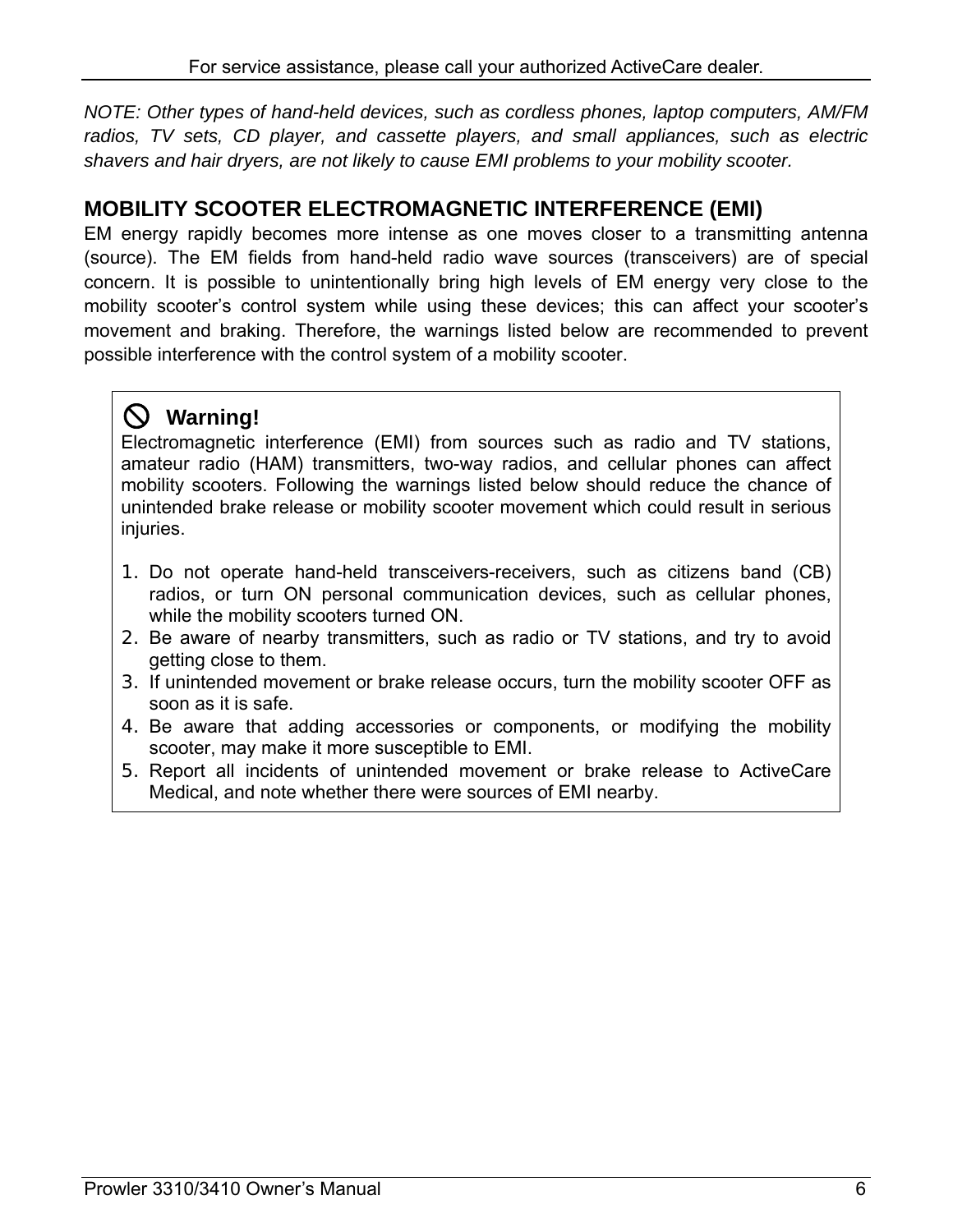*NOTE: Other types of hand-held devices, such as cordless phones, laptop computers, AM/FM radios, TV sets, CD player, and cassette players, and small appliances, such as electric shavers and hair dryers, are not likely to cause EMI problems to your mobility scooter.*

## MOBILITY SCOOTER ELECTROMAGNETIC INTERFERENCE (EMI)

EM energy rapidly becomes more intense as one moves closer to a transmitting antenna (source). The EM fields from hand-held radio wave sources (transceivers) are of special concern. It is possible to unintentionally bring high levels of EM energy very close to the mobility scooter's control system while using these devices; this can affect your scooter's movement and braking. Therefore, the warnings listed below are recommended to prevent possible interference with the control system of a mobility scooter.

**Warning!**

Electromagnetic interference (EMI) from sources such as radio and TV stations, amateur radio (HAM) transmitters, two-way radios, and cellular phones can affect mobility scooters. Following the warnings listed below should reduce the chance of unintended brake release or mobility scooter movement which could result in serious injuries.

1. Do not operate hand-held transceivers-receivers, such as citizens band (CB) radios, or turn ON personal communication devices, such as cellular phones, while the mobility scooters turned ON.
2. Be aware of nearby transmitters, such as radio or TV stations, and try to avoid getting close to them.
3. If unintended movement or brake release occurs, turn the mobility scooter OFF as soon as it is safe.
4. Be aware that adding accessories or components, or modifying the mobility scooter, may make it more susceptible to EMI.
5. Report all incidents of unintended movement or brake release to ActiveCare Medical, and note whether there were sources of EMI nearby.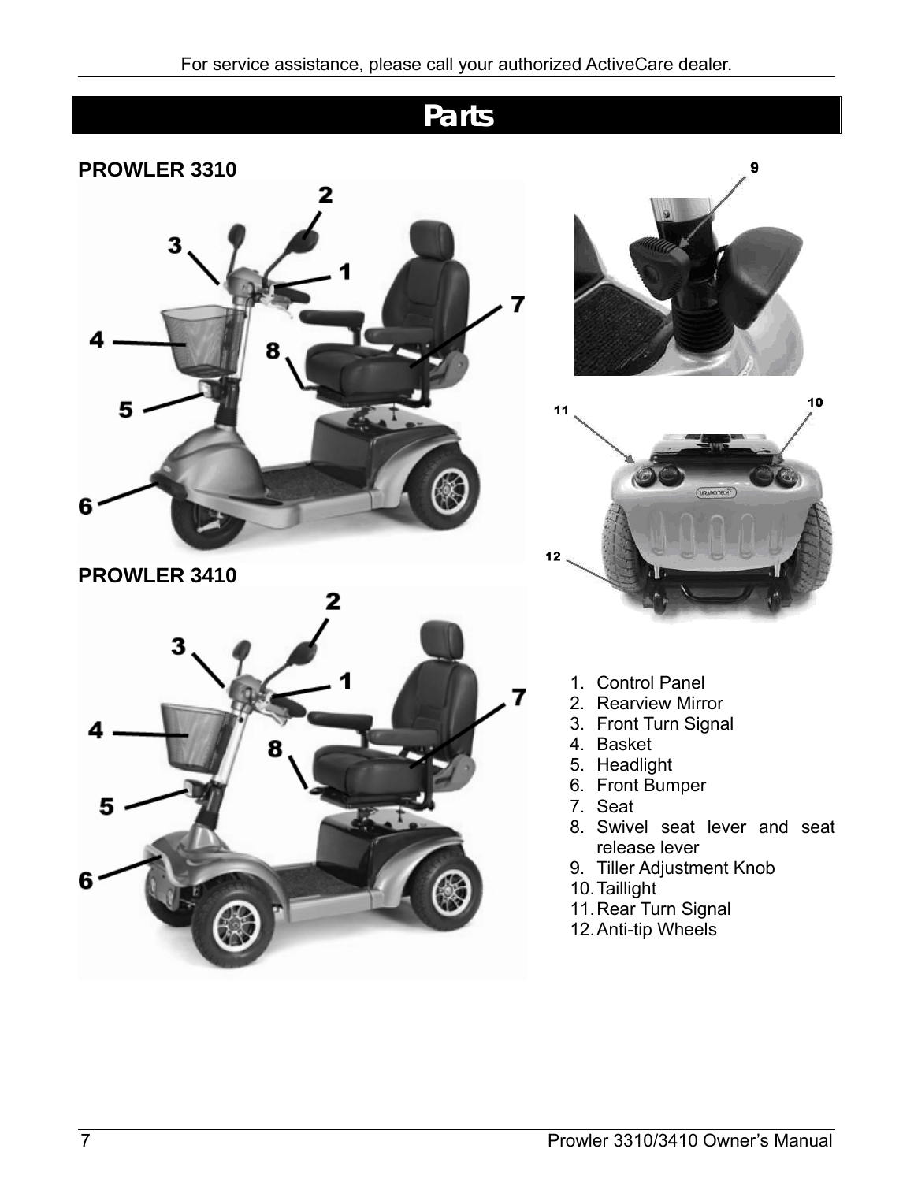# Parts

### PROWLER 3310

### PROWLER 3410

1. Control Panel
2. Rearview Mirror
3. Front Turn Signal
4. Basket
5. Headlight
6. Front Bumper
7. Seat
8. Swivel seat lever and seat release lever
9. Tiller Adjustment Knob
10. Taillight
11. Rear Turn Signal
12. Anti-tip Wheels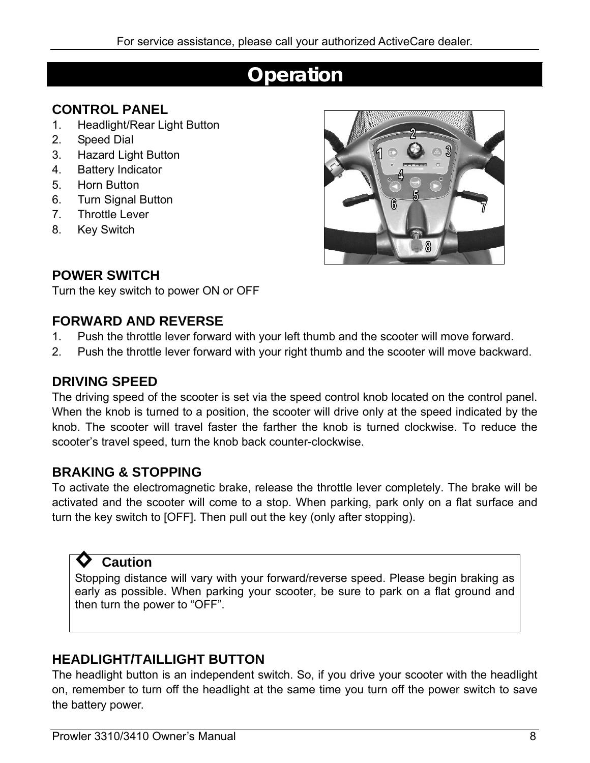# Operation

### CONTROL PANEL

1. Headlight/Rear Light Button
2. Speed Dial
3. Hazard Light Button
4. Battery Indicator
5. Horn Button
6. Turn Signal Button
7. Throttle Lever
8. Key Switch

### POWER SWITCH

Turn the key switch to power ON or OFF

### FORWARD AND REVERSE

1. Push the throttle lever forward with your left thumb and the scooter will move forward.
2. Push the throttle lever forward with your right thumb and the scooter will move backward.

### DRIVING SPEED

The driving speed of the scooter is set via the speed control knob located on the control panel. When the knob is turned to a position, the scooter will drive only at the speed indicated by the knob. The scooter will travel faster the farther the knob is turned clockwise. To reduce the scooter's travel speed, turn the knob back counter-clockwise.

### BRAKING & STOPPING

To activate the electromagnetic brake, release the throttle lever completely. The brake will be activated and the scooter will come to a stop. When parking, park only on a flat surface and turn the key switch to [OFF]. Then pull out the key (only after stopping).

> **Caution**
>
> Stopping distance will vary with your forward/reverse speed. Please begin braking as early as possible. When parking your scooter, be sure to park on a flat ground and then turn the power to "OFF".

### HEADLIGHT/TAILLIGHT BUTTON

The headlight button is an independent switch. So, if you drive your scooter with the headlight on, remember to turn off the headlight at the same time you turn off the power switch to save the battery power.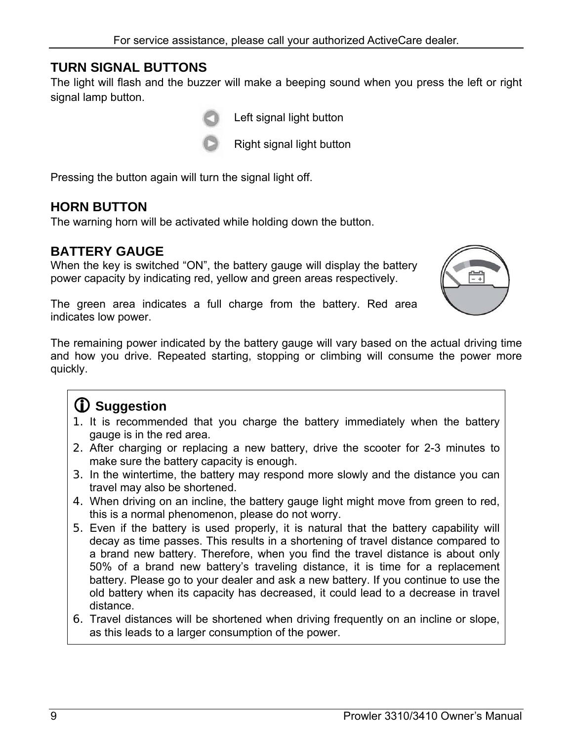## TURN SIGNAL BUTTONS

The light will flash and the buzzer will make a beeping sound when you press the left or right signal lamp button.

Left signal light button

Right signal light button

Pressing the button again will turn the signal light off.

## HORN BUTTON

The warning horn will be activated while holding down the button.

## BATTERY GAUGE

When the key is switched "ON", the battery gauge will display the battery power capacity by indicating red, yellow and green areas respectively.

The green area indicates a full charge from the battery. Red area indicates low power.

The remaining power indicated by the battery gauge will vary based on the actual driving time and how you drive. Repeated starting, stopping or climbing will consume the power more quickly.

### Suggestion

1. It is recommended that you charge the battery immediately when the battery gauge is in the red area.
2. After charging or replacing a new battery, drive the scooter for 2-3 minutes to make sure the battery capacity is enough.
3. In the wintertime, the battery may respond more slowly and the distance you can travel may also be shortened.
4. When driving on an incline, the battery gauge light might move from green to red, this is a normal phenomenon, please do not worry.
5. Even if the battery is used properly, it is natural that the battery capability will decay as time passes. This results in a shortening of travel distance compared to a brand new battery. Therefore, when you find the travel distance is about only 50% of a brand new battery's traveling distance, it is time for a replacement battery. Please go to your dealer and ask a new battery. If you continue to use the old battery when its capacity has decreased, it could lead to a decrease in travel distance.
6. Travel distances will be shortened when driving frequently on an incline or slope, as this leads to a larger consumption of the power.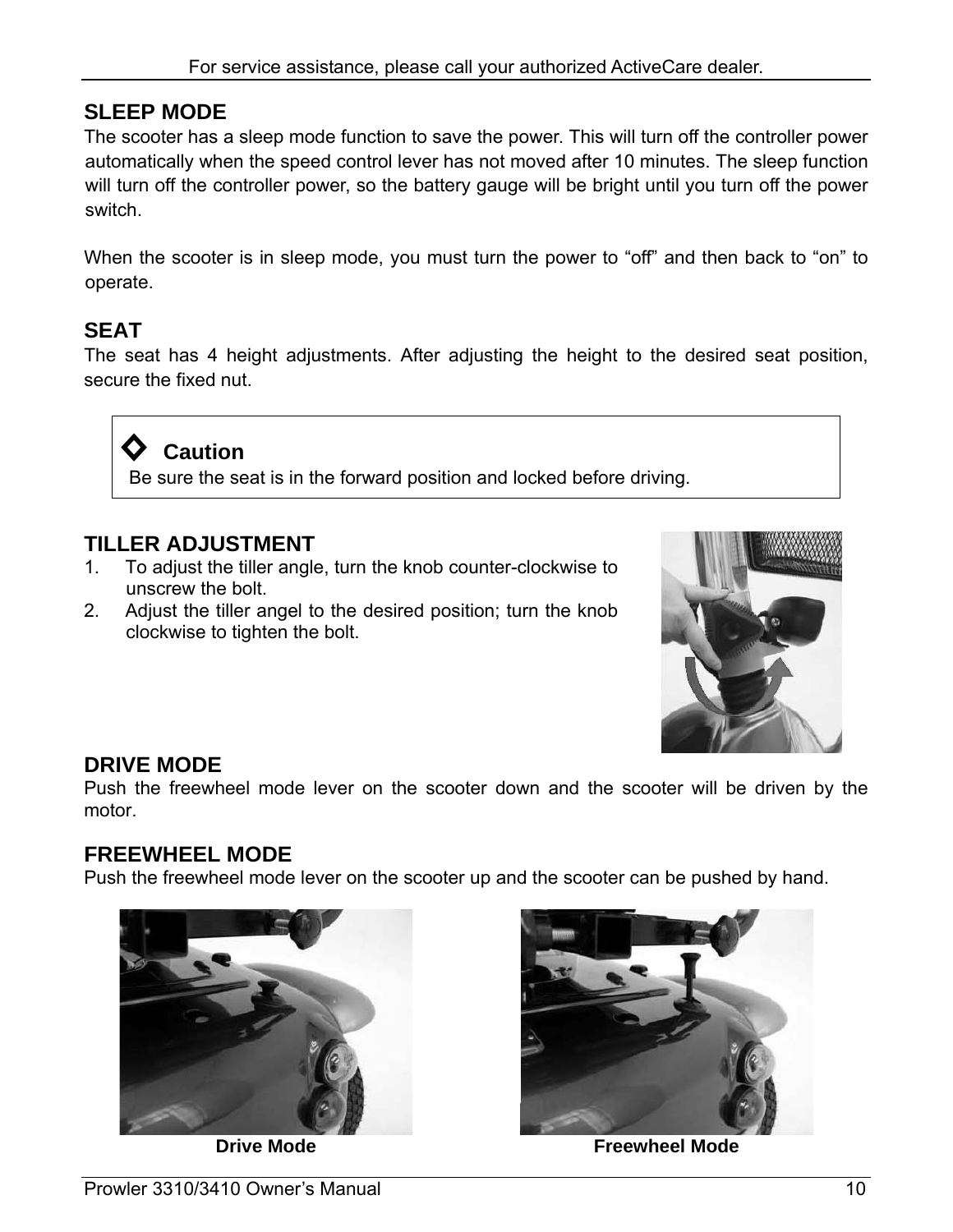## SLEEP MODE

The scooter has a sleep mode function to save the power. This will turn off the controller power automatically when the speed control lever has not moved after 10 minutes. The sleep function will turn off the controller power, so the battery gauge will be bright until you turn off the power switch.

When the scooter is in sleep mode, you must turn the power to "off" and then back to "on" to operate.

## SEAT

The seat has 4 height adjustments. After adjusting the height to the desired seat position, secure the fixed nut.

> ◇ **Caution**
>
> Be sure the seat is in the forward position and locked before driving.

## TILLER ADJUSTMENT

1. To adjust the tiller angle, turn the knob counter-clockwise to unscrew the bolt.
2. Adjust the tiller angel to the desired position; turn the knob clockwise to tighten the bolt.

## DRIVE MODE

Push the freewheel mode lever on the scooter down and the scooter will be driven by the motor.

## FREEWHEEL MODE

Push the freewheel mode lever on the scooter up and the scooter can be pushed by hand.

**Drive Mode** **Freewheel Mode**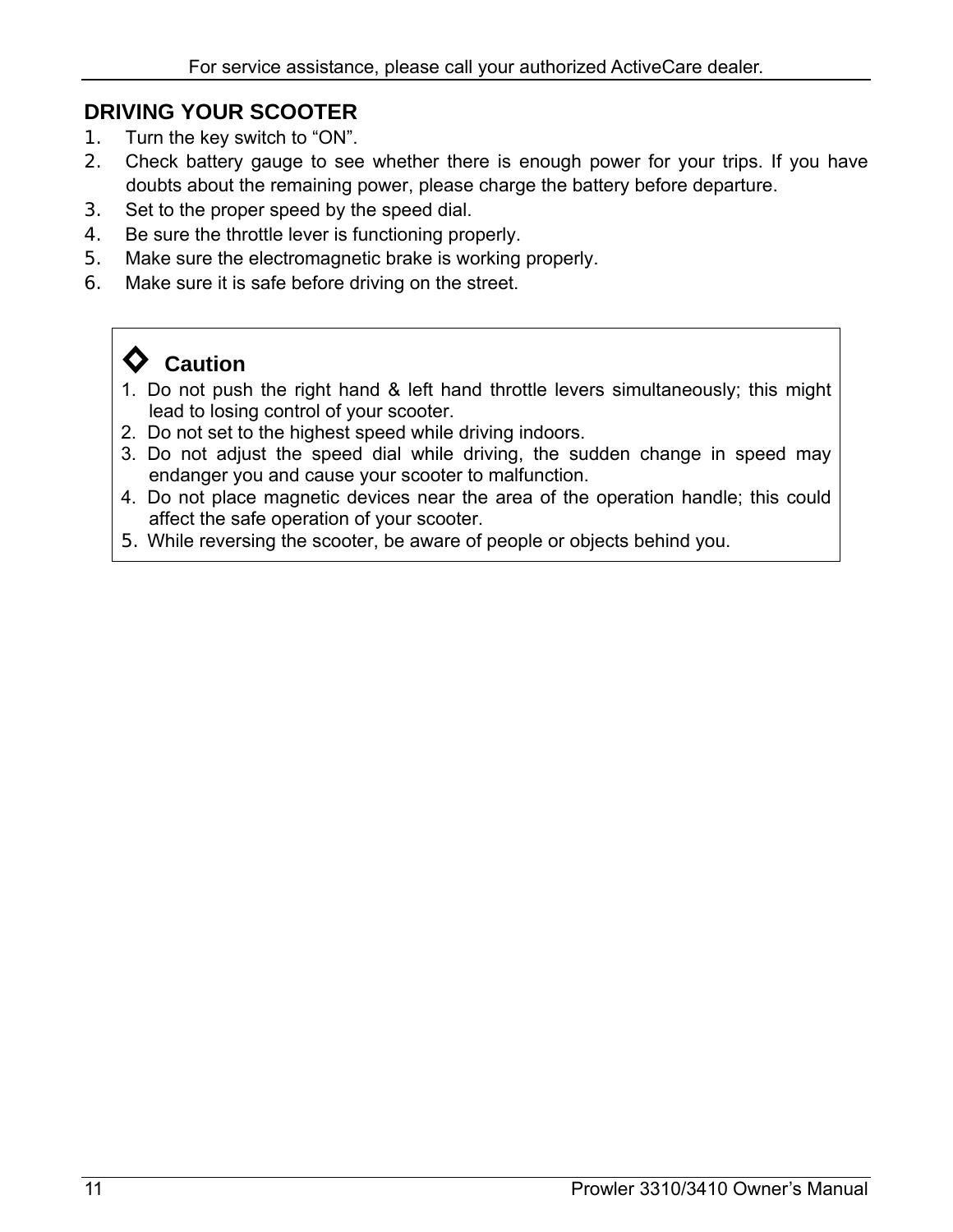## DRIVING YOUR SCOOTER

1. Turn the key switch to "ON".
2. Check battery gauge to see whether there is enough power for your trips. If you have doubts about the remaining power, please charge the battery before departure.
3. Set to the proper speed by the speed dial.
4. Be sure the throttle lever is functioning properly.
5. Make sure the electromagnetic brake is working properly.
6. Make sure it is safe before driving on the street.

### ◇ Caution

1. Do not push the right hand & left hand throttle levers simultaneously; this might lead to losing control of your scooter.
2. Do not set to the highest speed while driving indoors.
3. Do not adjust the speed dial while driving, the sudden change in speed may endanger you and cause your scooter to malfunction.
4. Do not place magnetic devices near the area of the operation handle; this could affect the safe operation of your scooter.
5. While reversing the scooter, be aware of people or objects behind you.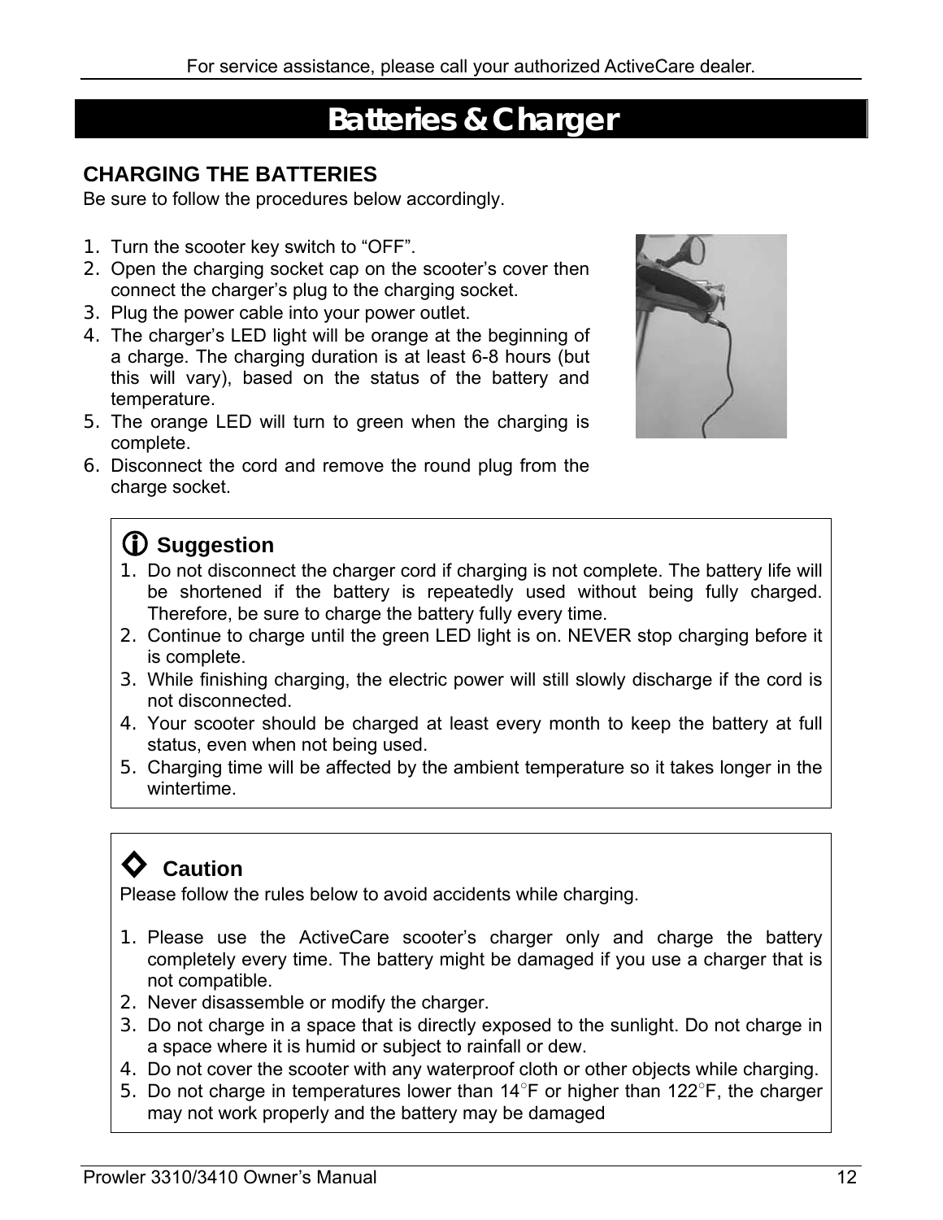# Batteries & Charger

## CHARGING THE BATTERIES

Be sure to follow the procedures below accordingly.

1. Turn the scooter key switch to “OFF”.
2. Open the charging socket cap on the scooter’s cover then connect the charger’s plug to the charging socket.
3. Plug the power cable into your power outlet.
4. The charger’s LED light will be orange at the beginning of a charge. The charging duration is at least 6-8 hours (but this will vary), based on the status of the battery and temperature.
5. The orange LED will turn to green when the charging is complete.
6. Disconnect the cord and remove the round plug from the charge socket.

### ⓘ Suggestion

1. Do not disconnect the charger cord if charging is not complete. The battery life will be shortened if the battery is repeatedly used without being fully charged. Therefore, be sure to charge the battery fully every time.
2. Continue to charge until the green LED light is on. NEVER stop charging before it is complete.
3. While finishing charging, the electric power will still slowly discharge if the cord is not disconnected.
4. Your scooter should be charged at least every month to keep the battery at full status, even when not being used.
5. Charging time will be affected by the ambient temperature so it takes longer in the wintertime.

### ◇ Caution

Please follow the rules below to avoid accidents while charging.

1. Please use the ActiveCare scooter’s charger only and charge the battery completely every time. The battery might be damaged if you use a charger that is not compatible.
2. Never disassemble or modify the charger.
3. Do not charge in a space that is directly exposed to the sunlight. Do not charge in a space where it is humid or subject to rainfall or dew.
4. Do not cover the scooter with any waterproof cloth or other objects while charging.
5. Do not charge in temperatures lower than 14°F or higher than 122°F, the charger may not work properly and the battery may be damaged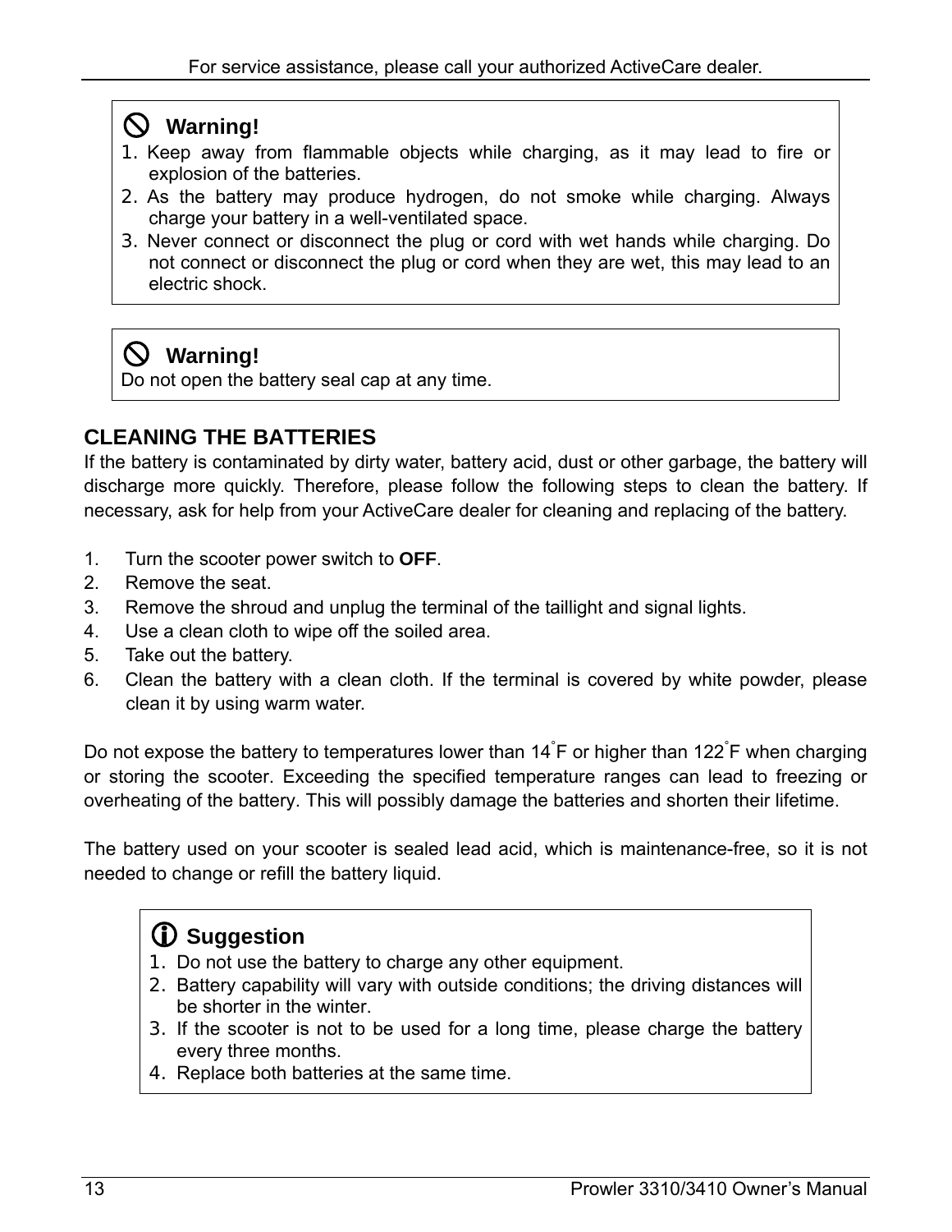**⃠ Warning!**

1. Keep away from flammable objects while charging, as it may lead to fire or explosion of the batteries.
2. As the battery may produce hydrogen, do not smoke while charging. Always charge your battery in a well-ventilated space.
3. Never connect or disconnect the plug or cord with wet hands while charging. Do not connect or disconnect the plug or cord when they are wet, this may lead to an electric shock.

**⃠ Warning!**

Do not open the battery seal cap at any time.

## CLEANING THE BATTERIES

If the battery is contaminated by dirty water, battery acid, dust or other garbage, the battery will discharge more quickly. Therefore, please follow the following steps to clean the battery. If necessary, ask for help from your ActiveCare dealer for cleaning and replacing of the battery.

1. Turn the scooter power switch to **OFF**.
2. Remove the seat.
3. Remove the shroud and unplug the terminal of the taillight and signal lights.
4. Use a clean cloth to wipe off the soiled area.
5. Take out the battery.
6. Clean the battery with a clean cloth. If the terminal is covered by white powder, please clean it by using warm water.

Do not expose the battery to temperatures lower than 14°F or higher than 122°F when charging or storing the scooter. Exceeding the specified temperature ranges can lead to freezing or overheating of the battery. This will possibly damage the batteries and shorten their lifetime.

The battery used on your scooter is sealed lead acid, which is maintenance-free, so it is not needed to change or refill the battery liquid.

**ⓘ Suggestion**

1. Do not use the battery to charge any other equipment.
2. Battery capability will vary with outside conditions; the driving distances will be shorter in the winter.
3. If the scooter is not to be used for a long time, please charge the battery every three months.
4. Replace both batteries at the same time.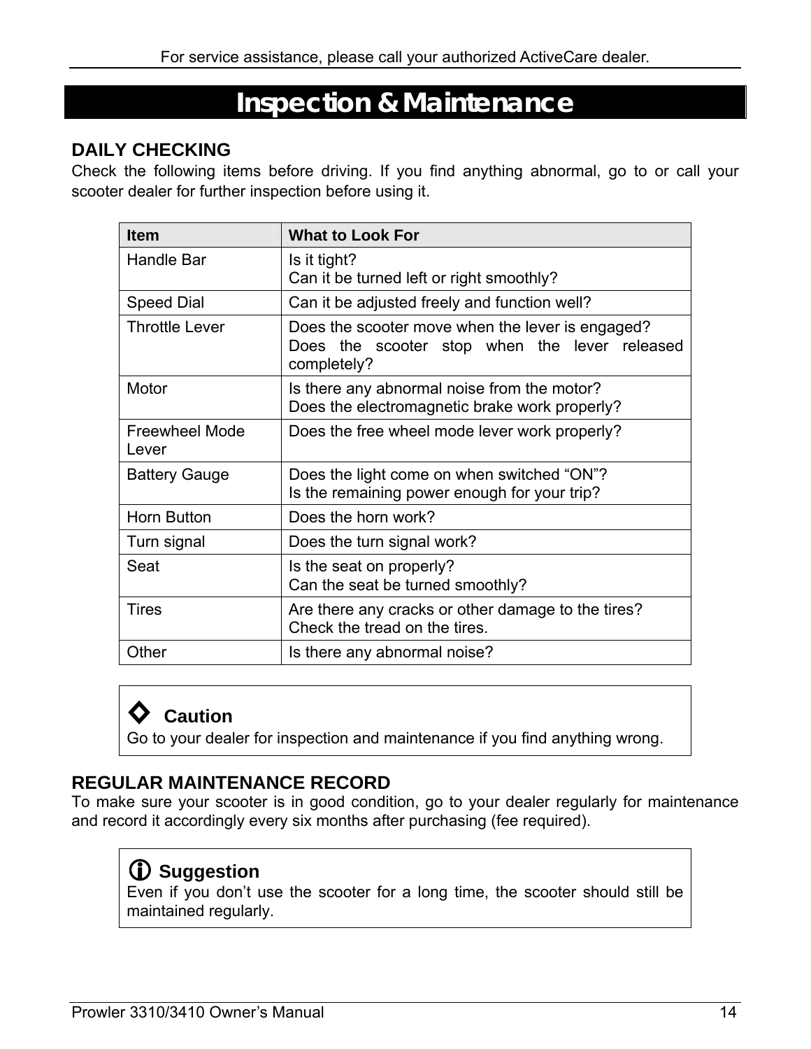# Inspection & Maintenance

## DAILY CHECKING

Check the following items before driving. If you find anything abnormal, go to or call your scooter dealer for further inspection before using it.

| Item | What to Look For |
| --- | --- |
| Handle Bar | Is it tight?<br>Can it be turned left or right smoothly? |
| Speed Dial | Can it be adjusted freely and function well? |
| Throttle Lever | Does the scooter move when the lever is engaged?<br>Does the scooter stop when the lever released completely? |
| Motor | Is there any abnormal noise from the motor?<br>Does the electromagnetic brake work properly? |
| Freewheel Mode Lever | Does the free wheel mode lever work properly? |
| Battery Gauge | Does the light come on when switched “ON”?<br>Is the remaining power enough for your trip? |
| Horn Button | Does the horn work? |
| Turn signal | Does the turn signal work? |
| Seat | Is the seat on properly?<br>Can the seat be turned smoothly? |
| Tires | Are there any cracks or other damage to the tires?<br>Check the tread on the tires. |
| Other | Is there any abnormal noise? |

**Caution**

Go to your dealer for inspection and maintenance if you find anything wrong.

## REGULAR MAINTENANCE RECORD

To make sure your scooter is in good condition, go to your dealer regularly for maintenance and record it accordingly every six months after purchasing (fee required).

**Suggestion**

Even if you don’t use the scooter for a long time, the scooter should still be maintained regularly.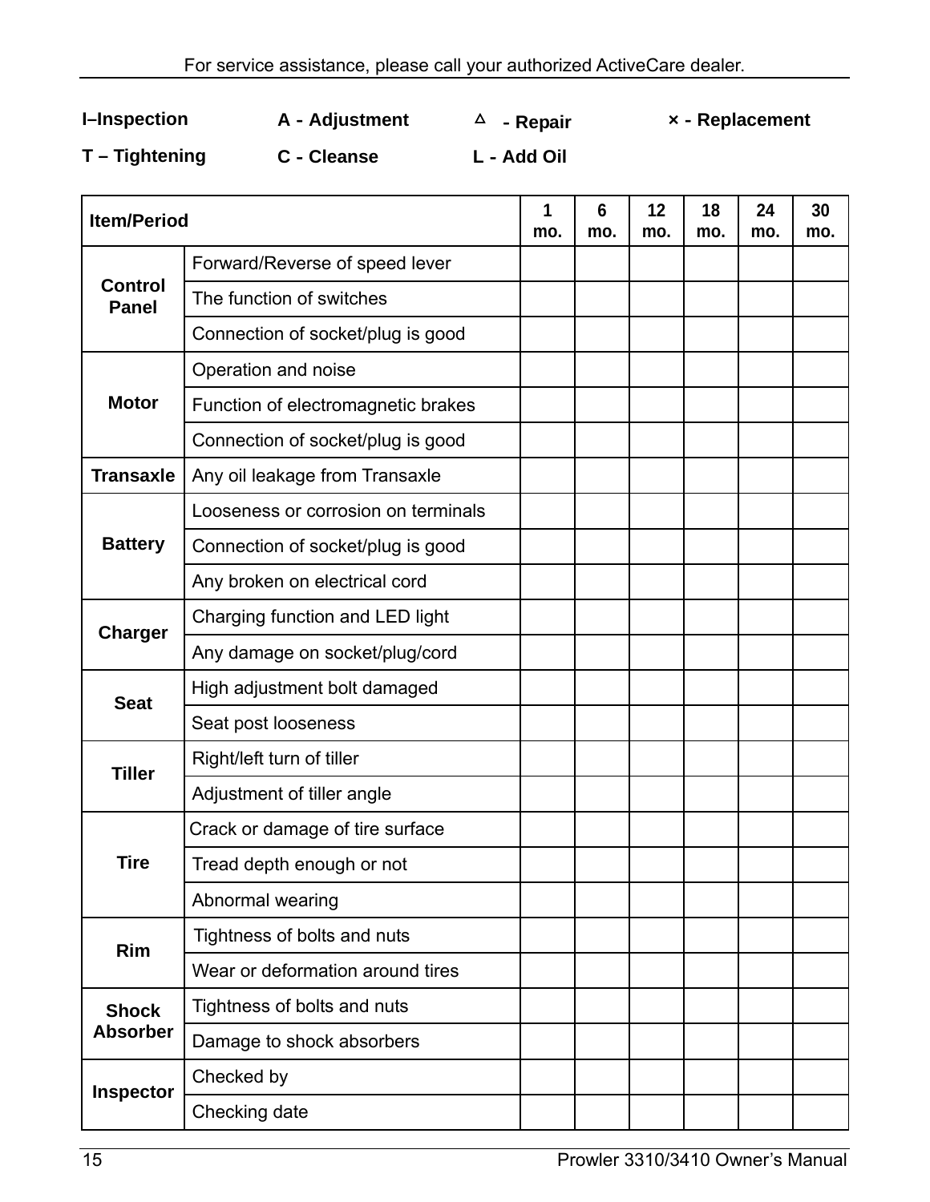For service assistance, please call your authorized ActiveCare dealer.

**I–Inspection** **A - Adjustment** **△ - Repair** **× - Replacement**

**T – Tightening** **C - Cleanse** **L - Add Oil**

| Item/Period | | 1 mo. | 6 mo. | 12 mo. | 18 mo. | 24 mo. | 30 mo. |
|---|---|---|---|---|---|---|---|
| **Control Panel** | Forward/Reverse of speed lever | | | | | | |
| | The function of switches | | | | | | |
| | Connection of socket/plug is good | | | | | | |
| **Motor** | Operation and noise | | | | | | |
| | Function of electromagnetic brakes | | | | | | |
| | Connection of socket/plug is good | | | | | | |
| **Transaxle** | Any oil leakage from Transaxle | | | | | | |
| **Battery** | Looseness or corrosion on terminals | | | | | | |
| | Connection of socket/plug is good | | | | | | |
| | Any broken on electrical cord | | | | | | |
| **Charger** | Charging function and LED light | | | | | | |
| | Any damage on socket/plug/cord | | | | | | |
| **Seat** | High adjustment bolt damaged | | | | | | |
| | Seat post looseness | | | | | | |
| **Tiller** | Right/left turn of tiller | | | | | | |
| | Adjustment of tiller angle | | | | | | |
| **Tire** | Crack or damage of tire surface | | | | | | |
| | Tread depth enough or not | | | | | | |
| | Abnormal wearing | | | | | | |
| **Rim** | Tightness of bolts and nuts | | | | | | |
| | Wear or deformation around tires | | | | | | |
| **Shock Absorber** | Tightness of bolts and nuts | | | | | | |
| | Damage to shock absorbers | | | | | | |
| **Inspector** | Checked by | | | | | | |
| | Checking date | | | | | | |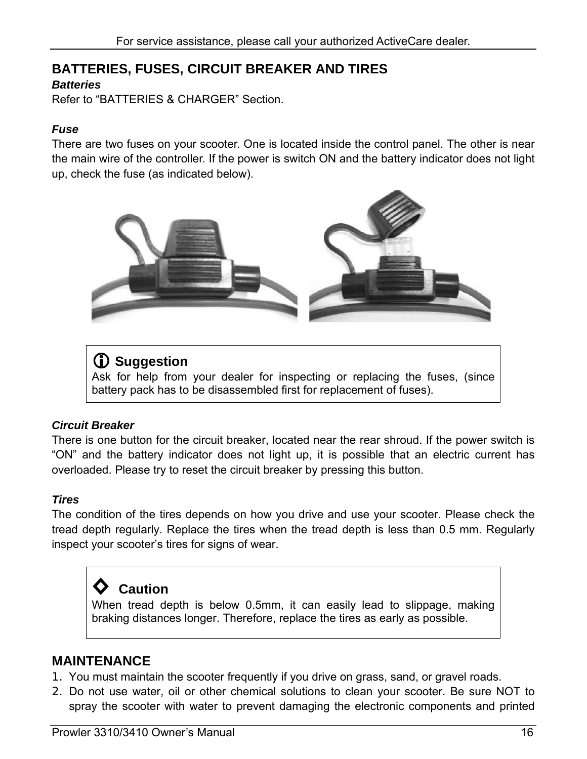## BATTERIES, FUSES, CIRCUIT BREAKER AND TIRES

***Batteries***

Refer to “BATTERIES & CHARGER” Section.

***Fuse***

There are two fuses on your scooter. One is located inside the control panel. The other is near the main wire of the controller. If the power is switch ON and the battery indicator does not light up, check the fuse (as indicated below).

> **Suggestion**
> Ask for help from your dealer for inspecting or replacing the fuses, (since battery pack has to be disassembled first for replacement of fuses).

***Circuit Breaker***

There is one button for the circuit breaker, located near the rear shroud. If the power switch is “ON” and the battery indicator does not light up, it is possible that an electric current has overloaded. Please try to reset the circuit breaker by pressing this button.

***Tires***

The condition of the tires depends on how you drive and use your scooter. Please check the tread depth regularly. Replace the tires when the tread depth is less than 0.5 mm. Regularly inspect your scooter’s tires for signs of wear.

> **Caution**
> When tread depth is below 0.5mm, it can easily lead to slippage, making braking distances longer. Therefore, replace the tires as early as possible.

## MAINTENANCE

1. You must maintain the scooter frequently if you drive on grass, sand, or gravel roads.
2. Do not use water, oil or other chemical solutions to clean your scooter. Be sure NOT to spray the scooter with water to prevent damaging the electronic components and printed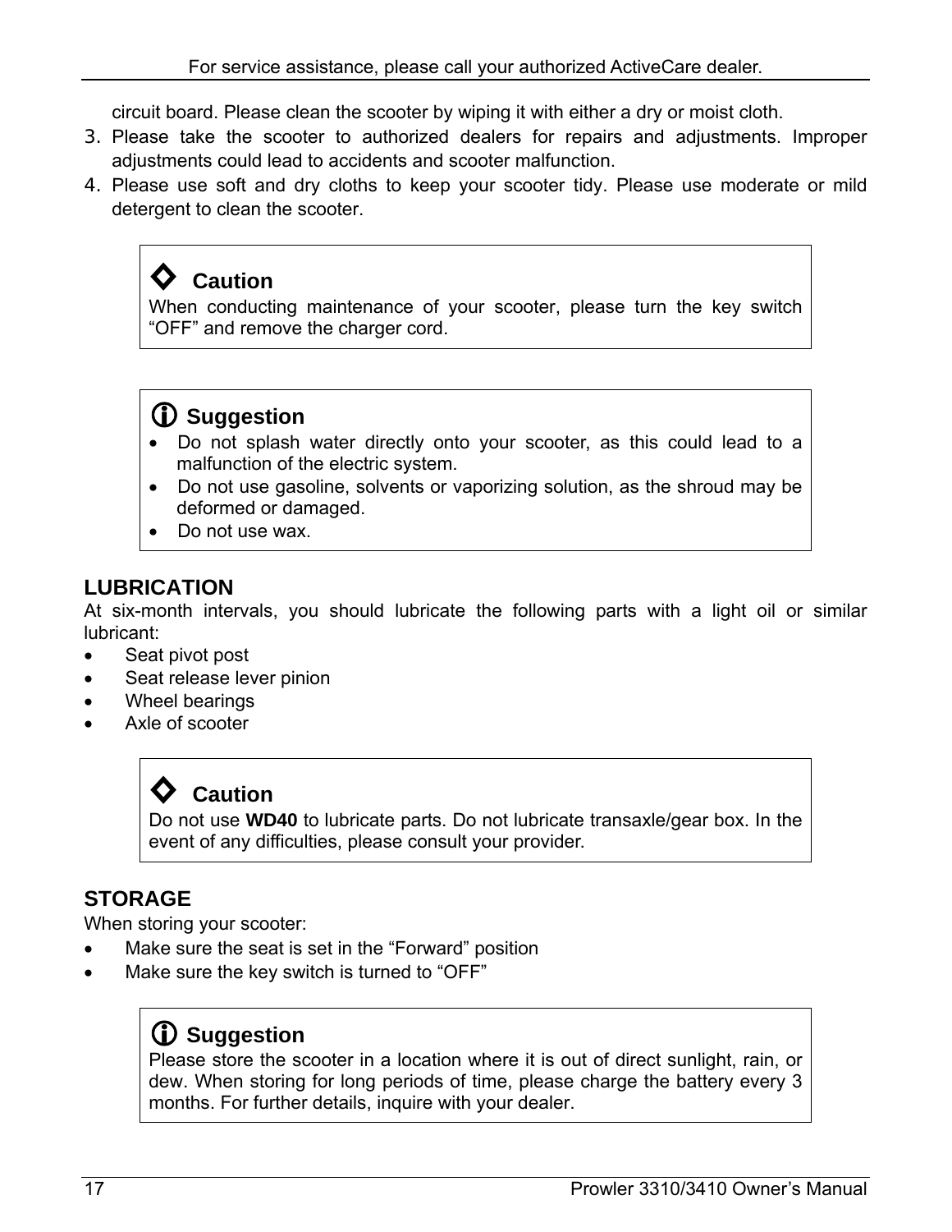circuit board. Please clean the scooter by wiping it with either a dry or moist cloth.

3. Please take the scooter to authorized dealers for repairs and adjustments. Improper adjustments could lead to accidents and scooter malfunction.
4. Please use soft and dry cloths to keep your scooter tidy. Please use moderate or mild detergent to clean the scooter.

> ◇ **Caution**
>
> When conducting maintenance of your scooter, please turn the key switch "OFF" and remove the charger cord.

> ⓘ **Suggestion**
>
> - Do not splash water directly onto your scooter, as this could lead to a malfunction of the electric system.
> - Do not use gasoline, solvents or vaporizing solution, as the shroud may be deformed or damaged.
> - Do not use wax.

## LUBRICATION

At six-month intervals, you should lubricate the following parts with a light oil or similar lubricant:

- Seat pivot post
- Seat release lever pinion
- Wheel bearings
- Axle of scooter

> ◇ **Caution**
>
> Do not use **WD40** to lubricate parts. Do not lubricate transaxle/gear box. In the event of any difficulties, please consult your provider.

## STORAGE

When storing your scooter:

- Make sure the seat is set in the "Forward" position
- Make sure the key switch is turned to "OFF"

> ⓘ **Suggestion**
>
> Please store the scooter in a location where it is out of direct sunlight, rain, or dew. When storing for long periods of time, please charge the battery every 3 months. For further details, inquire with your dealer.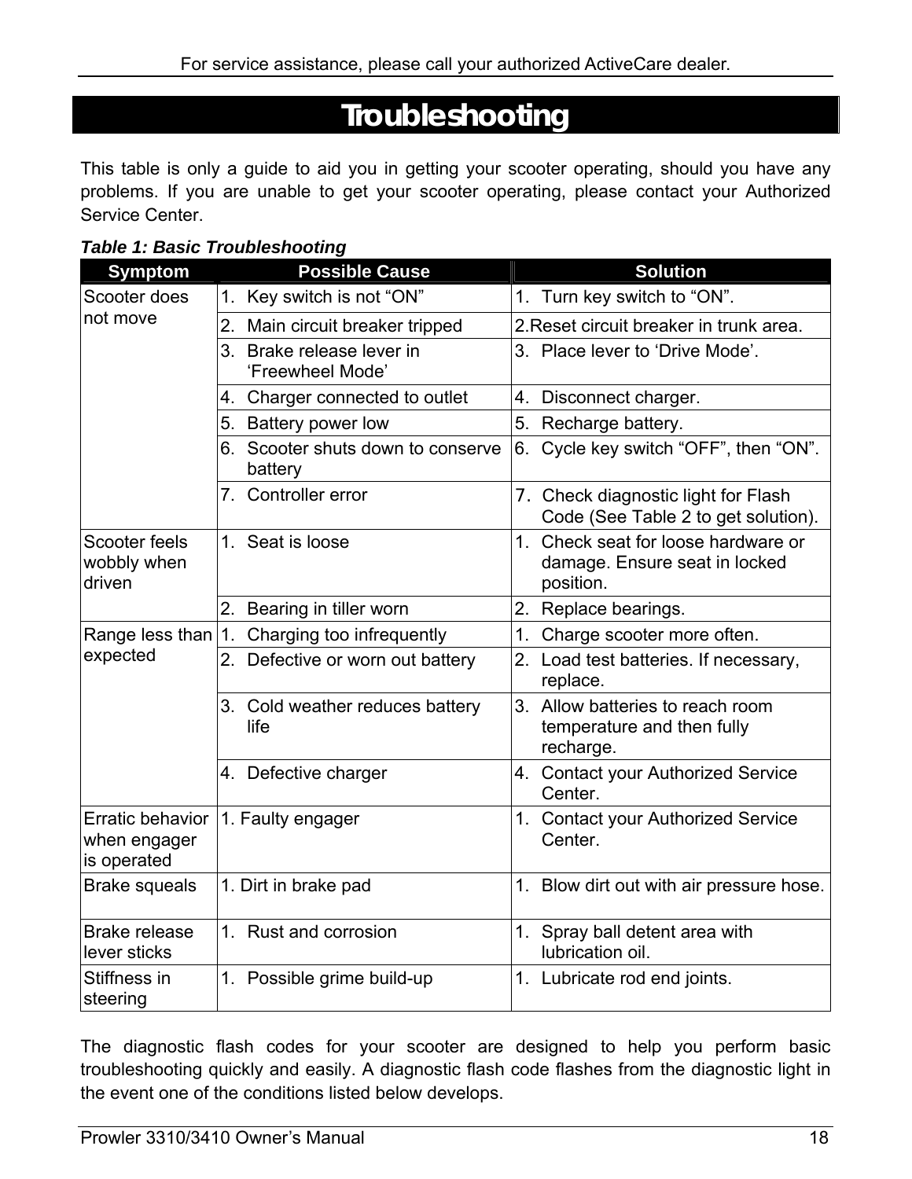# Troubleshooting

This table is only a guide to aid you in getting your scooter operating, should you have any problems. If you are unable to get your scooter operating, please contact your Authorized Service Center.

***Table 1: Basic Troubleshooting***

| Symptom | Possible Cause | Solution |
|---|---|---|
| Scooter does not move | 1. Key switch is not “ON” | 1. Turn key switch to “ON”. |
| | 2. Main circuit breaker tripped | 2.Reset circuit breaker in trunk area. |
| | 3. Brake release lever in ‘Freewheel Mode’ | 3. Place lever to ‘Drive Mode’. |
| | 4. Charger connected to outlet | 4. Disconnect charger. |
| | 5. Battery power low | 5. Recharge battery. |
| | 6. Scooter shuts down to conserve battery | 6. Cycle key switch “OFF”, then “ON”. |
| | 7. Controller error | 7. Check diagnostic light for Flash Code (See Table 2 to get solution). |
| Scooter feels wobbly when driven | 1. Seat is loose | 1. Check seat for loose hardware or damage. Ensure seat in locked position. |
| | 2. Bearing in tiller worn | 2. Replace bearings. |
| Range less than expected | 1. Charging too infrequently | 1. Charge scooter more often. |
| | 2. Defective or worn out battery | 2. Load test batteries. If necessary, replace. |
| | 3. Cold weather reduces battery life | 3. Allow batteries to reach room temperature and then fully recharge. |
| | 4. Defective charger | 4. Contact your Authorized Service Center. |
| Erratic behavior when engager is operated | 1. Faulty engager | 1. Contact your Authorized Service Center. |
| Brake squeals | 1. Dirt in brake pad | 1. Blow dirt out with air pressure hose. |
| Brake release lever sticks | 1. Rust and corrosion | 1. Spray ball detent area with lubrication oil. |
| Stiffness in steering | 1. Possible grime build-up | 1. Lubricate rod end joints. |

The diagnostic flash codes for your scooter are designed to help you perform basic troubleshooting quickly and easily. A diagnostic flash code flashes from the diagnostic light in the event one of the conditions listed below develops.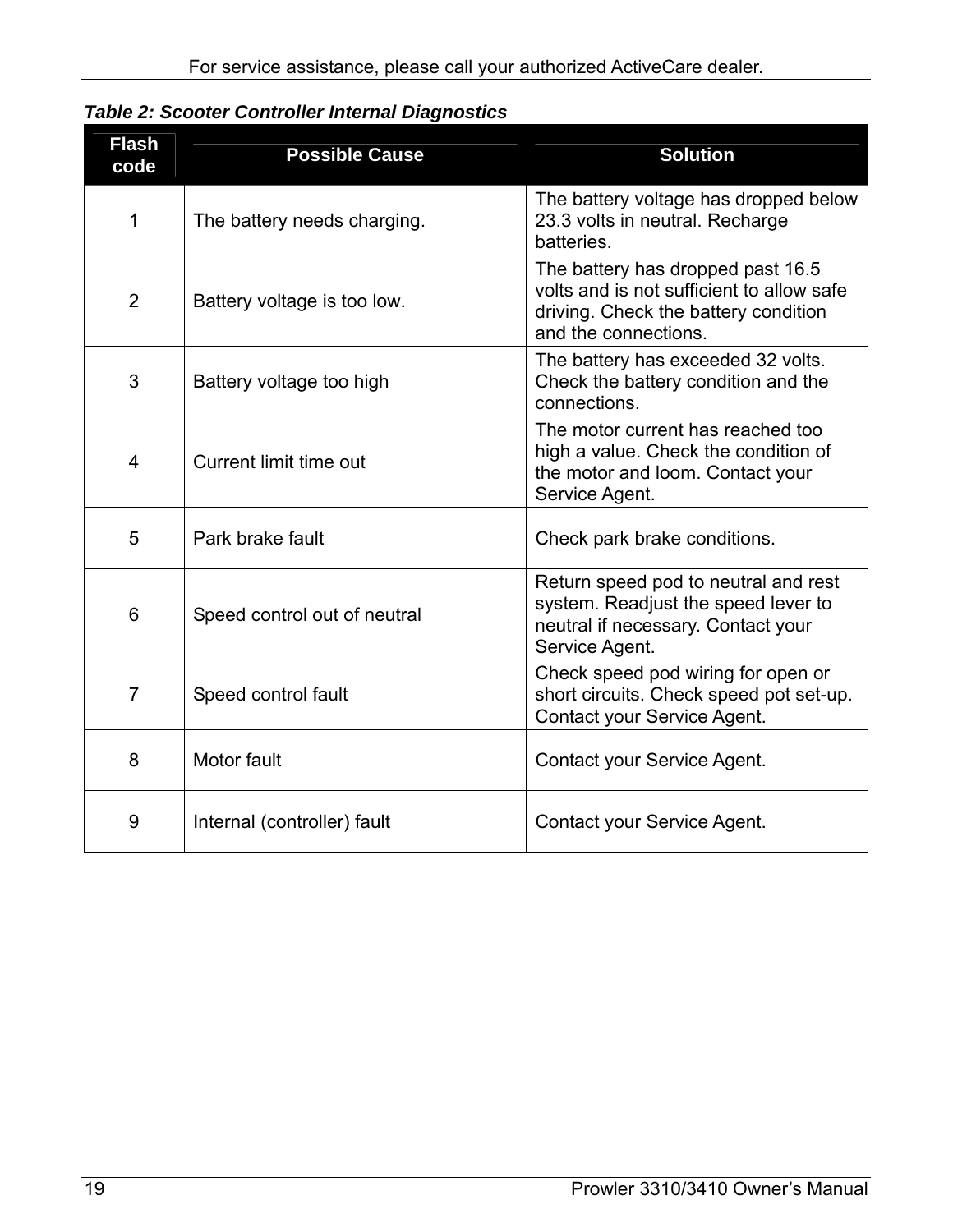*Table 2: Scooter Controller Internal Diagnostics*

| Flash code | Possible Cause | Solution |
|---|---|---|
| 1 | The battery needs charging. | The battery voltage has dropped below 23.3 volts in neutral. Recharge batteries. |
| 2 | Battery voltage is too low. | The battery has dropped past 16.5 volts and is not sufficient to allow safe driving. Check the battery condition and the connections. |
| 3 | Battery voltage too high | The battery has exceeded 32 volts. Check the battery condition and the connections. |
| 4 | Current limit time out | The motor current has reached too high a value. Check the condition of the motor and loom. Contact your Service Agent. |
| 5 | Park brake fault | Check park brake conditions. |
| 6 | Speed control out of neutral | Return speed pod to neutral and rest system. Readjust the speed lever to neutral if necessary. Contact your Service Agent. |
| 7 | Speed control fault | Check speed pod wiring for open or short circuits. Check speed pot set-up. Contact your Service Agent. |
| 8 | Motor fault | Contact your Service Agent. |
| 9 | Internal (controller) fault | Contact your Service Agent. |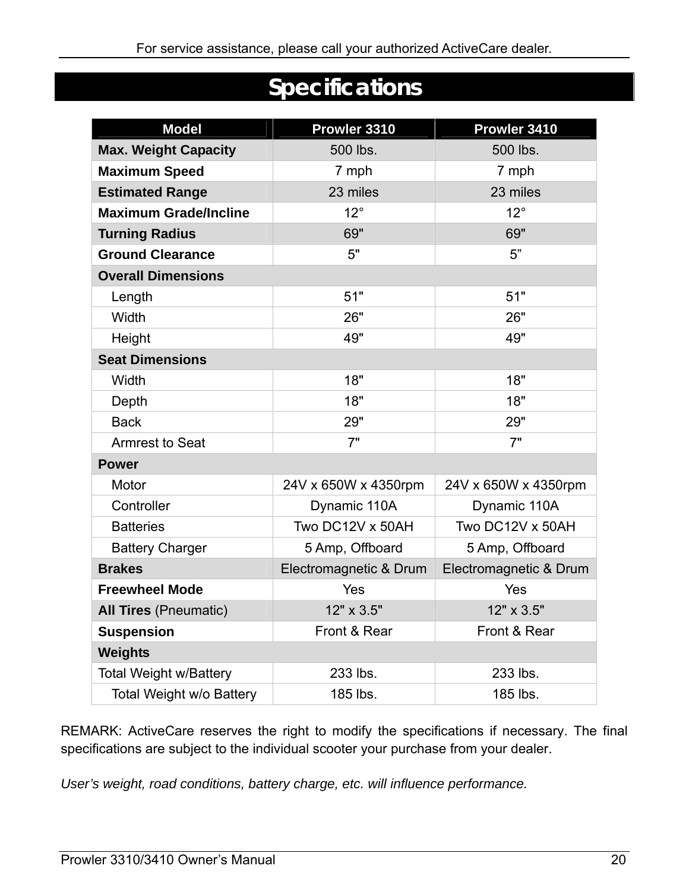# Specifications

| Model | Prowler 3310 | Prowler 3410 |
|---|---|---|
| **Max. Weight Capacity** | 500 lbs. | 500 lbs. |
| **Maximum Speed** | 7 mph | 7 mph |
| **Estimated Range** | 23 miles | 23 miles |
| **Maximum Grade/Incline** | 12° | 12° |
| **Turning Radius** | 69" | 69" |
| **Ground Clearance** | 5" | 5” |
| **Overall Dimensions** | | |
| Length | 51" | 51" |
| Width | 26" | 26" |
| Height | 49" | 49" |
| **Seat Dimensions** | | |
| Width | 18" | 18" |
| Depth | 18" | 18" |
| Back | 29" | 29" |
| Armrest to Seat | 7" | 7" |
| **Power** | | |
| Motor | 24V x 650W x 4350rpm | 24V x 650W x 4350rpm |
| Controller | Dynamic 110A | Dynamic 110A |
| Batteries | Two DC12V x 50AH | Two DC12V x 50AH |
| Battery Charger | 5 Amp, Offboard | 5 Amp, Offboard |
| **Brakes** | Electromagnetic & Drum | Electromagnetic & Drum |
| **Freewheel Mode** | Yes | Yes |
| **All Tires** (Pneumatic) | 12" x 3.5" | 12" x 3.5" |
| **Suspension** | Front & Rear | Front & Rear |
| **Weights** | | |
| Total Weight w/Battery | 233 lbs. | 233 lbs. |
| Total Weight w/o Battery | 185 lbs. | 185 lbs. |

REMARK: ActiveCare reserves the right to modify the specifications if necessary. The final specifications are subject to the individual scooter your purchase from your dealer.

*User’s weight, road conditions, battery charge, etc. will influence performance.*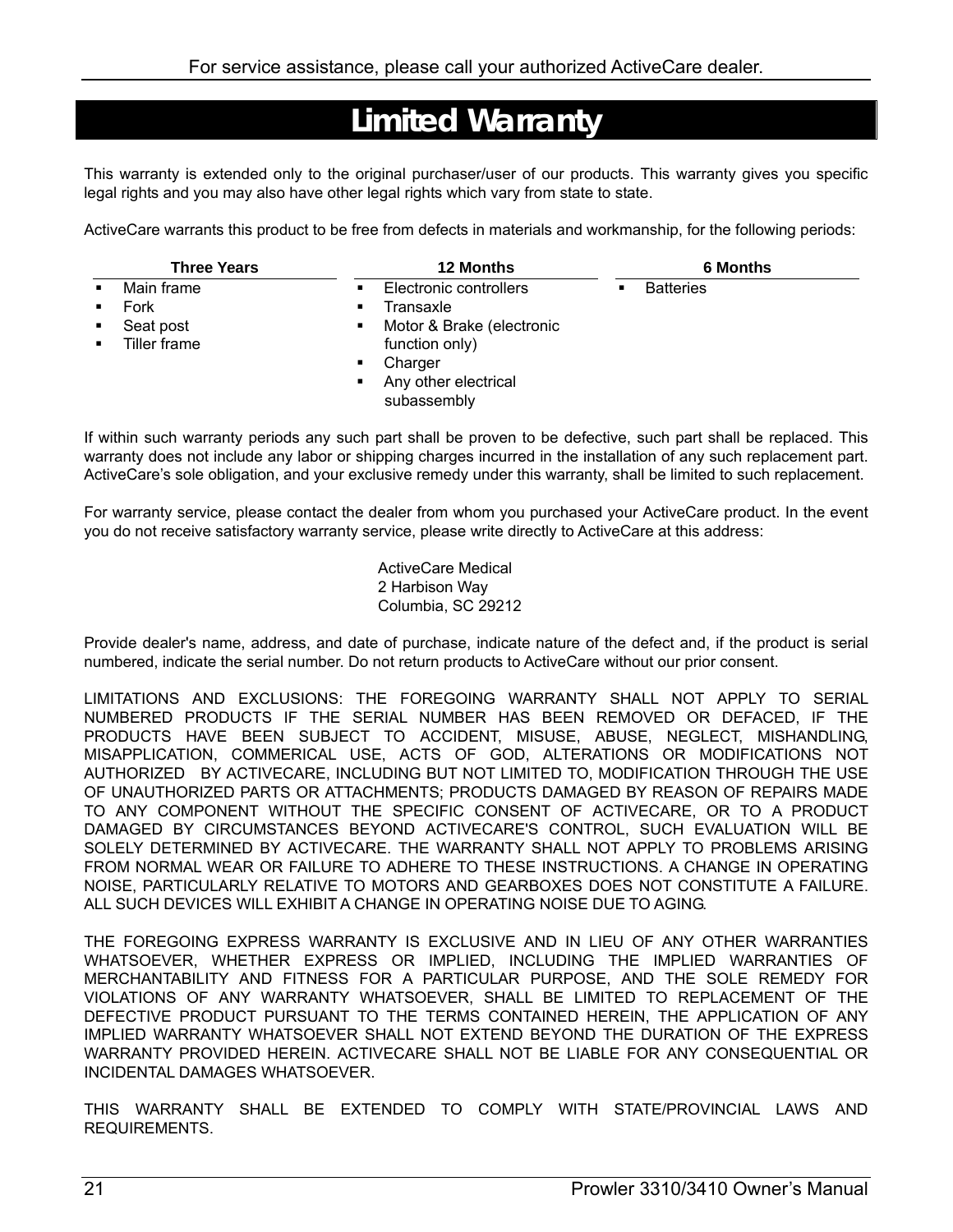# Limited Warranty

This warranty is extended only to the original purchaser/user of our products. This warranty gives you specific legal rights and you may also have other legal rights which vary from state to state.

ActiveCare warrants this product to be free from defects in materials and workmanship, for the following periods:

| Three Years | 12 Months | 6 Months |
|---|---|---|
| ▪ Main frame<br>▪ Fork<br>▪ Seat post<br>▪ Tiller frame | ▪ Electronic controllers<br>▪ Transaxle<br>▪ Motor & Brake (electronic function only)<br>▪ Charger<br>▪ Any other electrical subassembly | ▪ Batteries |

If within such warranty periods any such part shall be proven to be defective, such part shall be replaced. This warranty does not include any labor or shipping charges incurred in the installation of any such replacement part. ActiveCare's sole obligation, and your exclusive remedy under this warranty, shall be limited to such replacement.

For warranty service, please contact the dealer from whom you purchased your ActiveCare product. In the event you do not receive satisfactory warranty service, please write directly to ActiveCare at this address:

ActiveCare Medical
2 Harbison Way
Columbia, SC 29212

Provide dealer's name, address, and date of purchase, indicate nature of the defect and, if the product is serial numbered, indicate the serial number. Do not return products to ActiveCare without our prior consent.

LIMITATIONS AND EXCLUSIONS: THE FOREGOING WARRANTY SHALL NOT APPLY TO SERIAL NUMBERED PRODUCTS IF THE SERIAL NUMBER HAS BEEN REMOVED OR DEFACED, IF THE PRODUCTS HAVE BEEN SUBJECT TO ACCIDENT, MISUSE, ABUSE, NEGLECT, MISHANDLING, MISAPPLICATION, COMMERICAL USE, ACTS OF GOD, ALTERATIONS OR MODIFICATIONS NOT AUTHORIZED BY ACTIVECARE, INCLUDING BUT NOT LIMITED TO, MODIFICATION THROUGH THE USE OF UNAUTHORIZED PARTS OR ATTACHMENTS; PRODUCTS DAMAGED BY REASON OF REPAIRS MADE TO ANY COMPONENT WITHOUT THE SPECIFIC CONSENT OF ACTIVECARE, OR TO A PRODUCT DAMAGED BY CIRCUMSTANCES BEYOND ACTIVECARE'S CONTROL, SUCH EVALUATION WILL BE SOLELY DETERMINED BY ACTIVECARE. THE WARRANTY SHALL NOT APPLY TO PROBLEMS ARISING FROM NORMAL WEAR OR FAILURE TO ADHERE TO THESE INSTRUCTIONS. A CHANGE IN OPERATING NOISE, PARTICULARLY RELATIVE TO MOTORS AND GEARBOXES DOES NOT CONSTITUTE A FAILURE. ALL SUCH DEVICES WILL EXHIBIT A CHANGE IN OPERATING NOISE DUE TO AGING.

THE FOREGOING EXPRESS WARRANTY IS EXCLUSIVE AND IN LIEU OF ANY OTHER WARRANTIES WHATSOEVER, WHETHER EXPRESS OR IMPLIED, INCLUDING THE IMPLIED WARRANTIES OF MERCHANTABILITY AND FITNESS FOR A PARTICULAR PURPOSE, AND THE SOLE REMEDY FOR VIOLATIONS OF ANY WARRANTY WHATSOEVER, SHALL BE LIMITED TO REPLACEMENT OF THE DEFECTIVE PRODUCT PURSUANT TO THE TERMS CONTAINED HEREIN, THE APPLICATION OF ANY IMPLIED WARRANTY WHATSOEVER SHALL NOT EXTEND BEYOND THE DURATION OF THE EXPRESS WARRANTY PROVIDED HEREIN. ACTIVECARE SHALL NOT BE LIABLE FOR ANY CONSEQUENTIAL OR INCIDENTAL DAMAGES WHATSOEVER.

THIS WARRANTY SHALL BE EXTENDED TO COMPLY WITH STATE/PROVINCIAL LAWS AND REQUIREMENTS.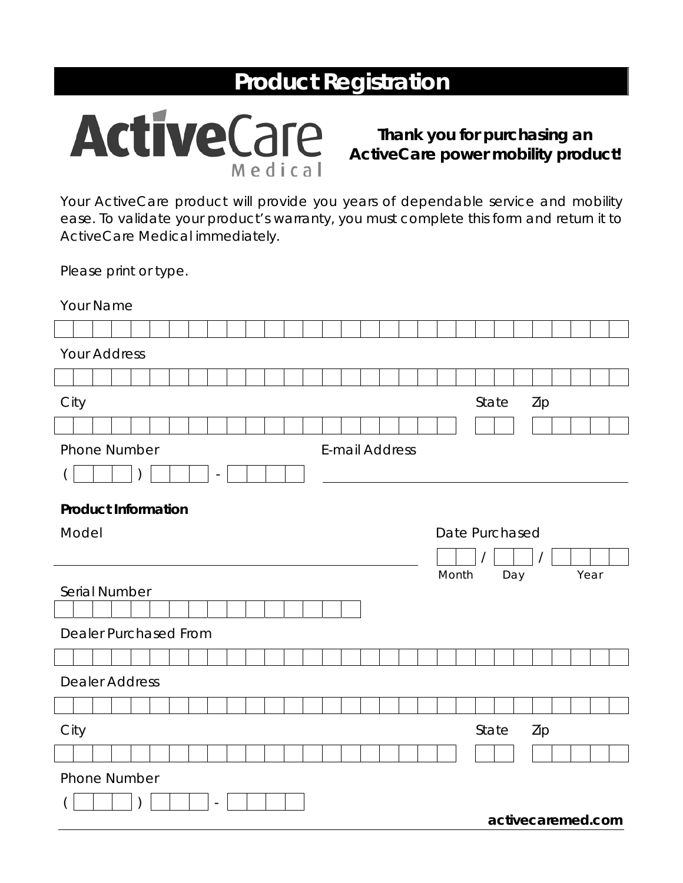# Product Registration

**ActiveCare Medical**

**Thank you for purchasing an ActiveCare power mobility product!**

Your ActiveCare product will provide you years of dependable service and mobility ease. To validate your product's warranty, you must complete this form and return it to ActiveCare Medical immediately.

Please print or type.

Your Name

Your Address

City | State | Zip

Phone Number ( ) -

E-mail Address

**Product Information**

Model

Date Purchased: Month / Day / Year

Serial Number

Dealer Purchased From

Dealer Address

City | State | Zip

Phone Number ( ) -

**activecaremed.com**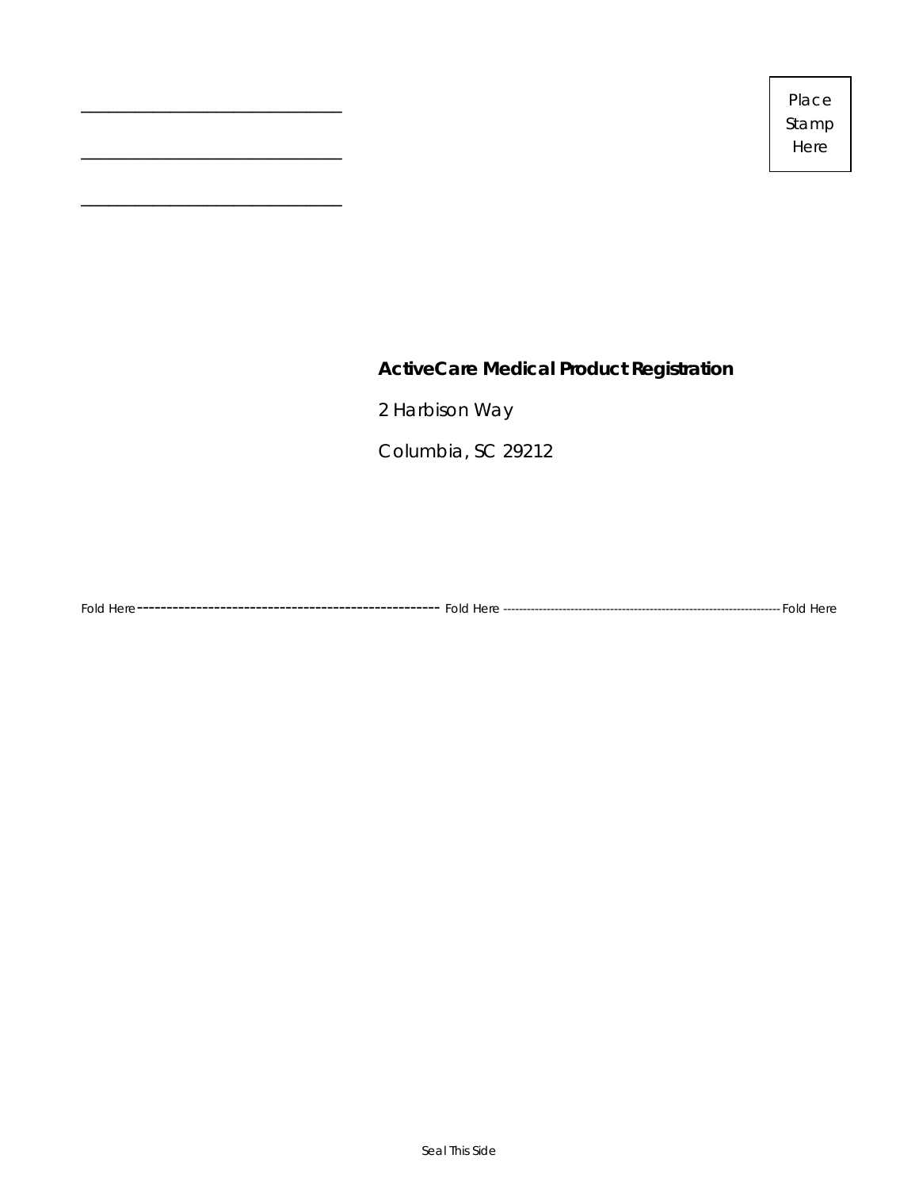\_\_\_\_\_\_\_\_\_\_\_\_\_\_\_\_\_\_\_\_\_\_\_\_\_\_\_\_\_\_

\_\_\_\_\_\_\_\_\_\_\_\_\_\_\_\_\_\_\_\_\_\_\_\_\_\_\_\_\_\_

\_\_\_\_\_\_\_\_\_\_\_\_\_\_\_\_\_\_\_\_\_\_\_\_\_\_\_\_\_\_

Place
Stamp
Here

**ActiveCare Medical Product Registration**

2 Harbison Way

Columbia, SC 29212

Fold Here ------------------------------------------------ Fold Here ------------------------------------------------ Fold Here

Seal This Side